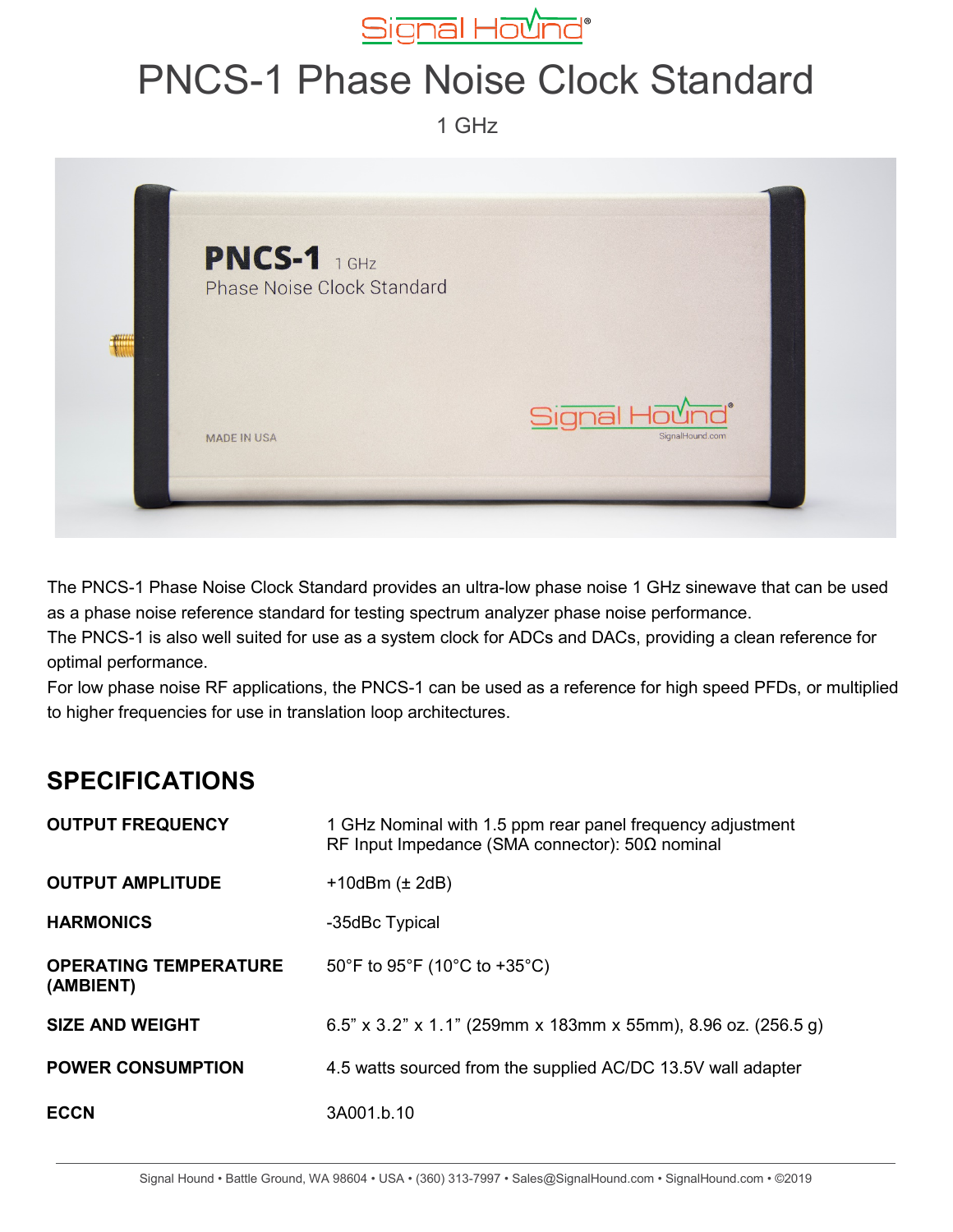Signal Hound®

# PNCS-1 Phase Noise Clock Standard

1 GHz

The PNCS-1 Phase Noise Clock Standard provides an ultra-low phase noise 1 GHz sinewave that can be used as a phase noise reference standard for testing spectrum analyzer phase noise performance.
The PNCS-1 is also well suited for use as a system clock for ADCs and DACs, providing a clean reference for optimal performance.
For low phase noise RF applications, the PNCS-1 can be used as a reference for high speed PFDs, or multiplied to higher frequencies for use in translation loop architectures.

## SPECIFICATIONS

| | |
|---|---|
| **OUTPUT FREQUENCY** | 1 GHz Nominal with 1.5 ppm rear panel frequency adjustment<br>RF Input Impedance (SMA connector): 50Ω nominal |
| **OUTPUT AMPLITUDE** | +10dBm (± 2dB) |
| **HARMONICS** | -35dBc Typical |
| **OPERATING TEMPERATURE (AMBIENT)** | 50°F to 95°F (10°C to +35°C) |
| **SIZE AND WEIGHT** | 6.5” x 3.2” x 1.1” (259mm x 183mm x 55mm), 8.96 oz. (256.5 g) |
| **POWER CONSUMPTION** | 4.5 watts sourced from the supplied AC/DC 13.5V wall adapter |
| **ECCN** | 3A001.b.10 |

Signal Hound • Battle Ground, WA 98604 • USA • (360) 313-7997 • Sales@SignalHound.com • SignalHound.com • ©2019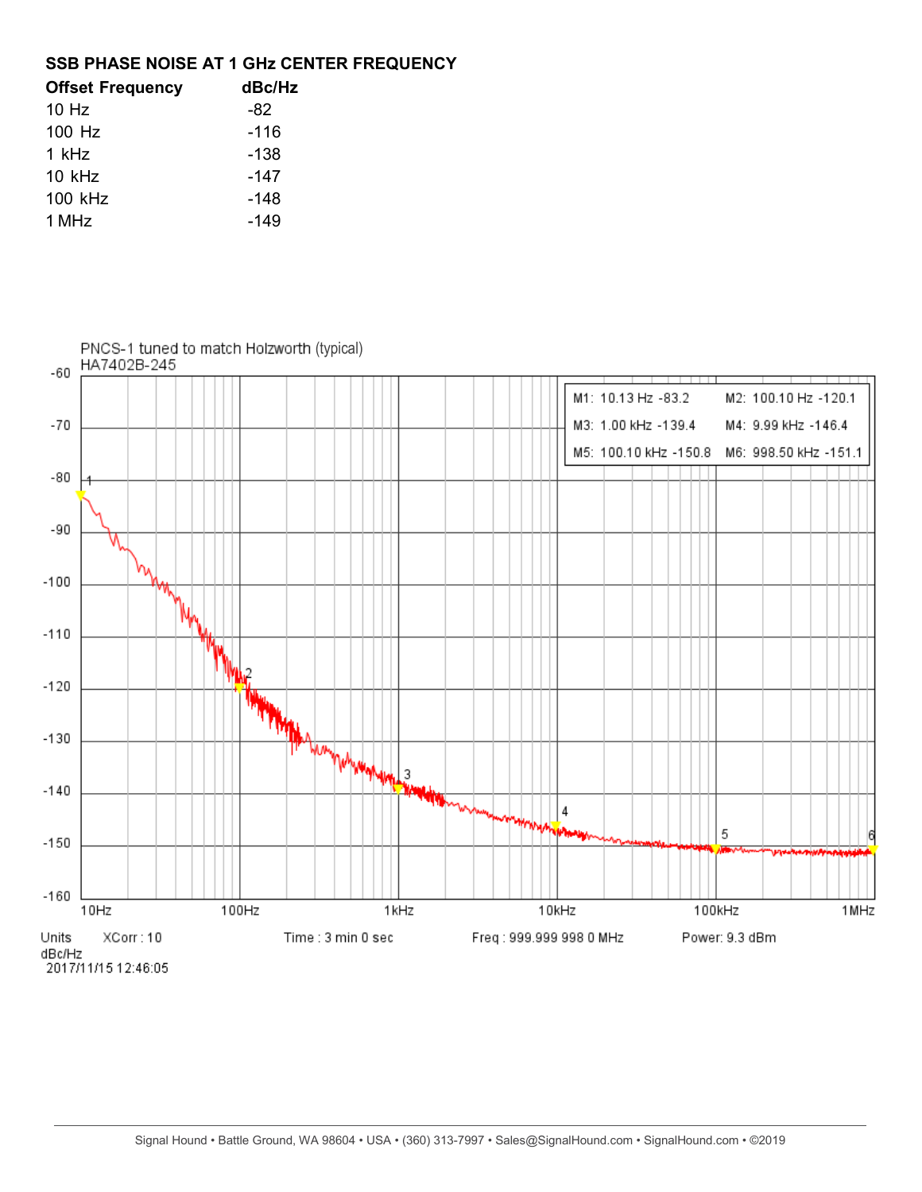**SSB PHASE NOISE AT 1 GHz CENTER FREQUENCY**

| Offset Frequency | dBc/Hz |
|---|---|
| 10 Hz | -82 |
| 100 Hz | -116 |
| 1 kHz | -138 |
| 10 kHz | -147 |
| 100 kHz | -148 |
| 1 MHz | -149 |

PNCS-1 tuned to match Holzworth (typical)
HA7402B-245

M1: 10.13 Hz -83.2
M2: 100.10 Hz -120.1
M3: 1.00 kHz -139.4
M4: 9.99 kHz -146.4
M5: 100.10 kHz -150.8
M6: 998.50 kHz -151.1

-60
-70
-80
-90
-100
-110
-120
-130
-140
-150
-160

10Hz
100Hz
1kHz
10kHz
100kHz
1MHz

Units dBc/Hz
XCorr : 10
Time : 3 min 0 sec
Freq : 999.999 998 0 MHz
Power: 9.3 dBm
2017/11/15 12:46:05

Signal Hound • Battle Ground, WA 98604 • USA • (360) 313-7997 • Sales@SignalHound.com • SignalHound.com • ©2019